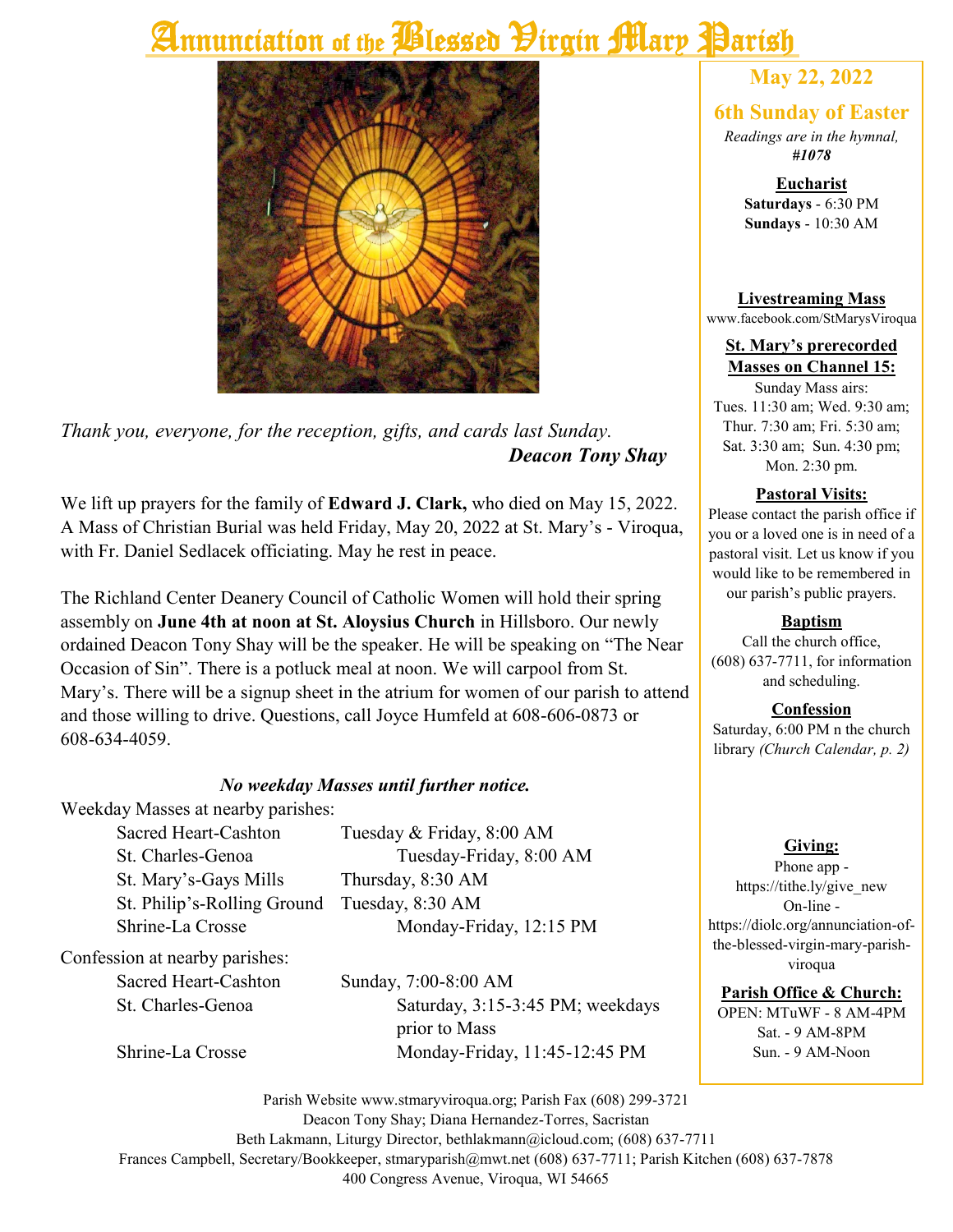# Annunciation of the Blessed Virgin Mary Parish

*Thank you, everyone, for the reception, gifts, and cards last Sunday.*
***Deacon Tony Shay***

We lift up prayers for the family of **Edward J. Clark,** who died on May 15, 2022. A Mass of Christian Burial was held Friday, May 20, 2022 at St. Mary's - Viroqua, with Fr. Daniel Sedlacek officiating. May he rest in peace.

The Richland Center Deanery Council of Catholic Women will hold their spring assembly on **June 4th at noon at St. Aloysius Church** in Hillsboro. Our newly ordained Deacon Tony Shay will be the speaker. He will be speaking on "The Near Occasion of Sin". There is a potluck meal at noon. We will carpool from St. Mary's. There will be a signup sheet in the atrium for women of our parish to attend and those willing to drive. Questions, call Joyce Humfeld at 608-606-0873 or 608-634-4059.

***No weekday Masses until further notice.***

Weekday Masses at nearby parishes:

| | |
|---|---|
| Sacred Heart-Cashton | Tuesday & Friday, 8:00 AM |
| St. Charles-Genoa | Tuesday-Friday, 8:00 AM |
| St. Mary's-Gays Mills | Thursday, 8:30 AM |
| St. Philip's-Rolling Ground | Tuesday, 8:30 AM |
| Shrine-La Crosse | Monday-Friday, 12:15 PM |

Confession at nearby parishes:

| | |
|---|---|
| Sacred Heart-Cashton | Sunday, 7:00-8:00 AM |
| St. Charles-Genoa | Saturday, 3:15-3:45 PM; weekdays prior to Mass |
| Shrine-La Crosse | Monday-Friday, 11:45-12:45 PM |

## May 22, 2022

## 6th Sunday of Easter

*Readings are in the hymnal,* ***#1078***

**Eucharist**
**Saturdays** - 6:30 PM
**Sundays** - 10:30 AM

**Livestreaming Mass**
www.facebook.com/StMarysViroqua

**St. Mary's prerecorded Masses on Channel 15:**
Sunday Mass airs:
Tues. 11:30 am; Wed. 9:30 am; Thur. 7:30 am; Fri. 5:30 am; Sat. 3:30 am; Sun. 4:30 pm; Mon. 2:30 pm.

**Pastoral Visits:**
Please contact the parish office if you or a loved one is in need of a pastoral visit. Let us know if you would like to be remembered in our parish's public prayers.

**Baptism**
Call the church office, (608) 637-7711, for information and scheduling.

**Confession**
Saturday, 6:00 PM n the church library *(Church Calendar, p. 2)*

**Giving:**
Phone app - https://tithe.ly/give_new
On-line - https://diolc.org/annunciation-of-the-blessed-virgin-mary-parish-viroqua

**Parish Office & Church:**
OPEN: MTuWF - 8 AM-4PM
Sat. - 9 AM-8PM
Sun. - 9 AM-Noon

Parish Website www.stmaryviroqua.org; Parish Fax (608) 299-3721
Deacon Tony Shay; Diana Hernandez-Torres, Sacristan
Beth Lakmann, Liturgy Director, bethlakmann@icloud.com; (608) 637-7711
Frances Campbell, Secretary/Bookkeeper, stmaryparish@mwt.net (608) 637-7711; Parish Kitchen (608) 637-7878
400 Congress Avenue, Viroqua, WI 54665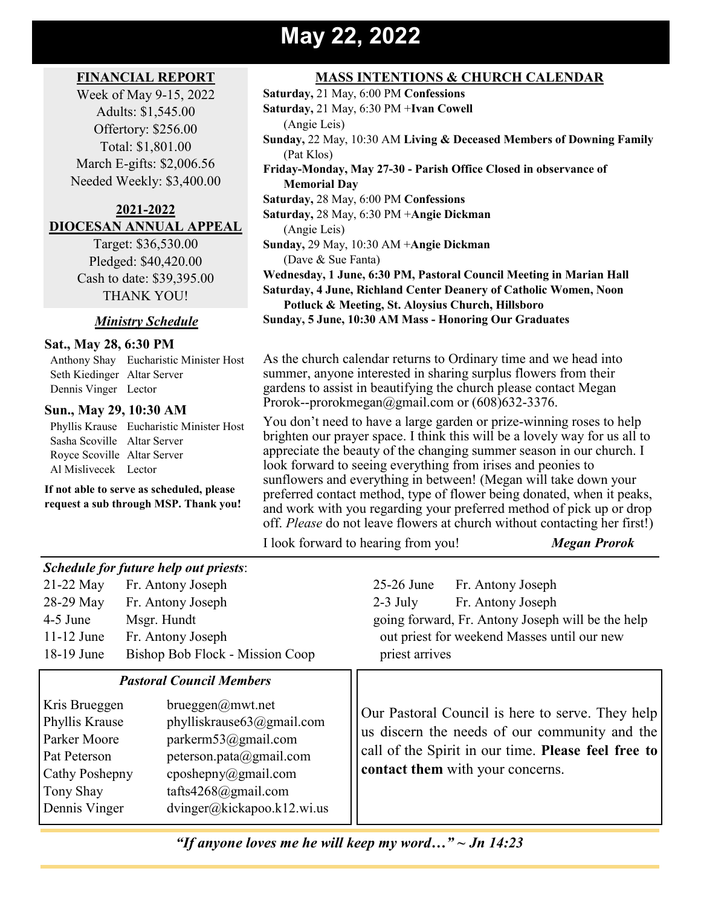# May 22, 2022

## FINANCIAL REPORT

Week of May 9-15, 2022
Adults: $1,545.00
Offertory: $256.00
Total: $1,801.00
March E-gifts: $2,006.56
Needed Weekly: $3,400.00

## 2021-2022 DIOCESAN ANNUAL APPEAL

Target: $36,530.00
Pledged: $40,420.00
Cash to date: $39,395.00
THANK YOU!

## *Ministry Schedule*

**Sat., May 28, 6:30 PM**

| | |
|---|---|
| Anthony Shay | Eucharistic Minister Host |
| Seth Kiedinger | Altar Server |
| Dennis Vinger | Lector |

**Sun., May 29, 10:30 AM**

| | |
|---|---|
| Phyllis Krause | Eucharistic Minister Host |
| Sasha Scoville | Altar Server |
| Royce Scoville | Altar Server |
| Al Mislivecek | Lector |

**If not able to serve as scheduled, please request a sub through MSP. Thank you!**

## MASS INTENTIONS & CHURCH CALENDAR

**Saturday,** 21 May, 6:00 PM **Confessions**
**Saturday,** 21 May, 6:30 PM +**Ivan Cowell** (Angie Leis)
**Sunday,** 22 May, 10:30 AM **Living & Deceased Members of Downing Family** (Pat Klos)
**Friday-Monday, May 27-30 - Parish Office Closed in observance of Memorial Day**
**Saturday,** 28 May, 6:00 PM **Confessions**
**Saturday,** 28 May, 6:30 PM +**Angie Dickman** (Angie Leis)
**Sunday,** 29 May, 10:30 AM +**Angie Dickman** (Dave & Sue Fanta)
**Wednesday, 1 June, 6:30 PM, Pastoral Council Meeting in Marian Hall**
**Saturday, 4 June, Richland Center Deanery of Catholic Women, Noon Potluck & Meeting, St. Aloysius Church, Hillsboro**
**Sunday, 5 June, 10:30 AM Mass - Honoring Our Graduates**

As the church calendar returns to Ordinary time and we head into summer, anyone interested in sharing surplus flowers from their gardens to assist in beautifying the church please contact Megan Prorok--prorokmegan@gmail.com or (608)632-3376.

You don't need to have a large garden or prize-winning roses to help brighten our prayer space. I think this will be a lovely way for us all to appreciate the beauty of the changing summer season in our church. I look forward to seeing everything from irises and peonies to sunflowers and everything in between! (Megan will take down your preferred contact method, type of flower being donated, when it peaks, and work with you regarding your preferred method of pick up or drop off. *Please* do not leave flowers at church without contacting her first!)

I look forward to hearing from you! ***Megan Prorok***

***Schedule for future help out priests*:**

| | |
|---|---|
| 21-22 May | Fr. Antony Joseph |
| 28-29 May | Fr. Antony Joseph |
| 4-5 June | Msgr. Hundt |
| 11-12 June | Fr. Antony Joseph |
| 18-19 June | Bishop Bob Flock - Mission Coop |
| 25-26 June | Fr. Antony Joseph |
| 2-3 July | Fr. Antony Joseph |

going forward, Fr. Antony Joseph will be the help out priest for weekend Masses until our new priest arrives

### *Pastoral Council Members*

| | |
|---|---|
| Kris Brueggen | brueggen@mwt.net |
| Phyllis Krause | phylliskrause63@gmail.com |
| Parker Moore | parkerm53@gmail.com |
| Pat Peterson | peterson.pata@gmail.com |
| Cathy Poshepny | cposhepny@gmail.com |
| Tony Shay | tafts4268@gmail.com |
| Dennis Vinger | dvinger@kickapoo.k12.wi.us |

Our Pastoral Council is here to serve. They help us discern the needs of our community and the call of the Spirit in our time. **Please feel free to contact them** with your concerns.

***"If anyone loves me he will keep my word…" ~ Jn 14:23***